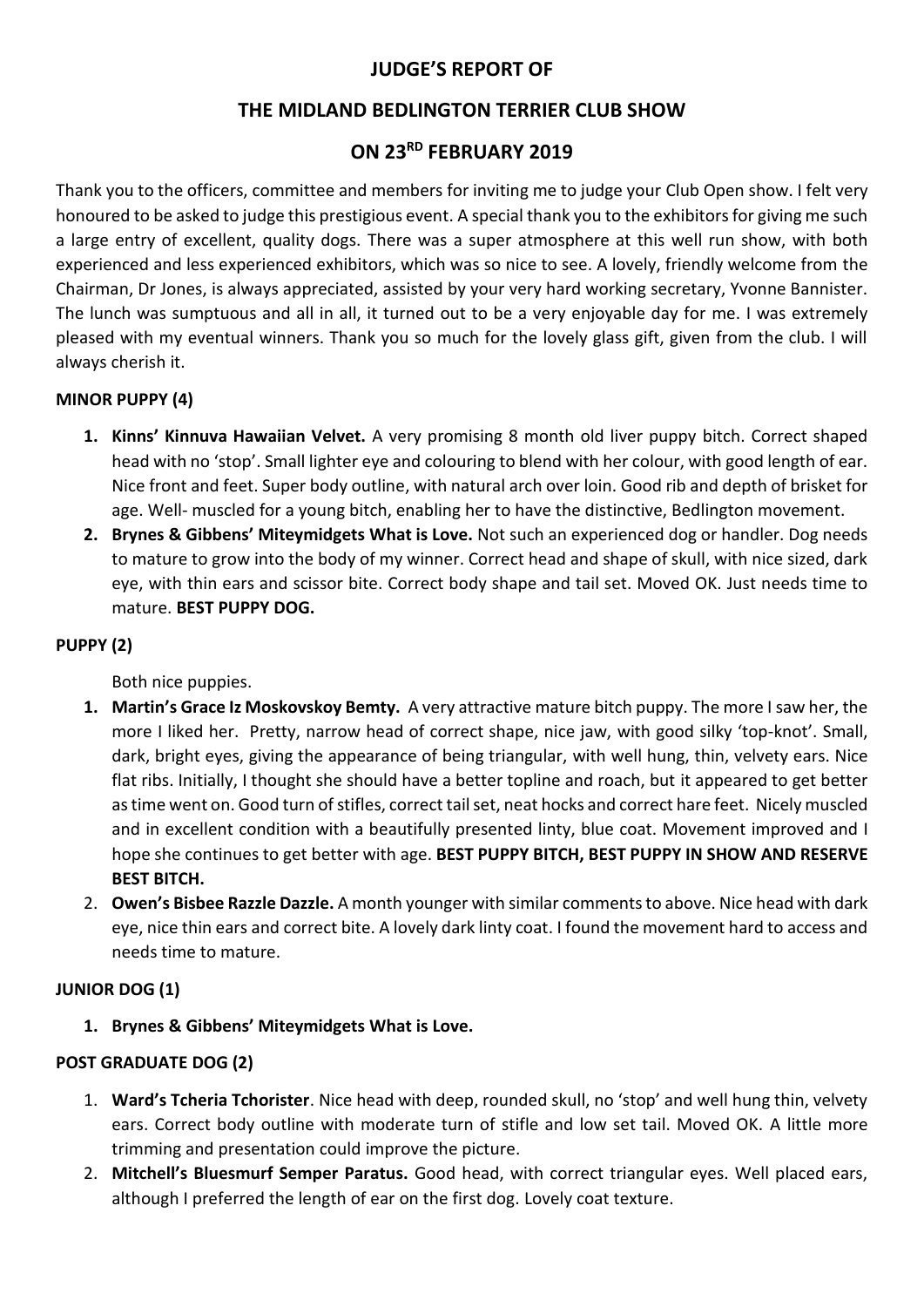# JUDGE'S REPORT OF

# THE MIDLAND BEDLINGTON TERRIER CLUB SHOW

# ON 23RD FEBRUARY 2019

Thank you to the officers, committee and members for inviting me to judge your Club Open show. I felt very honoured to be asked to judge this prestigious event. A special thank you to the exhibitors for giving me such a large entry of excellent, quality dogs. There was a super atmosphere at this well run show, with both experienced and less experienced exhibitors, which was so nice to see. A lovely, friendly welcome from the Chairman, Dr Jones, is always appreciated, assisted by your very hard working secretary, Yvonne Bannister. The lunch was sumptuous and all in all, it turned out to be a very enjoyable day for me. I was extremely pleased with my eventual winners. Thank you so much for the lovely glass gift, given from the club. I will always cherish it.

**MINOR PUPPY (4)**

1. **Kinns' Kinnuva Hawaiian Velvet.** A very promising 8 month old liver puppy bitch. Correct shaped head with no 'stop'. Small lighter eye and colouring to blend with her colour, with good length of ear. Nice front and feet. Super body outline, with natural arch over loin. Good rib and depth of brisket for age. Well- muscled for a young bitch, enabling her to have the distinctive, Bedlington movement.
2. **Brynes & Gibbens' Miteymidgets What is Love.** Not such an experienced dog or handler. Dog needs to mature to grow into the body of my winner. Correct head and shape of skull, with nice sized, dark eye, with thin ears and scissor bite. Correct body shape and tail set. Moved OK. Just needs time to mature. **BEST PUPPY DOG.**

**PUPPY (2)**

Both nice puppies.

1. **Martin's Grace Iz Moskovskoy Bemty.** A very attractive mature bitch puppy. The more I saw her, the more I liked her. Pretty, narrow head of correct shape, nice jaw, with good silky 'top-knot'. Small, dark, bright eyes, giving the appearance of being triangular, with well hung, thin, velvety ears. Nice flat ribs. Initially, I thought she should have a better topline and roach, but it appeared to get better as time went on. Good turn of stifles, correct tail set, neat hocks and correct hare feet. Nicely muscled and in excellent condition with a beautifully presented linty, blue coat. Movement improved and I hope she continues to get better with age. **BEST PUPPY BITCH, BEST PUPPY IN SHOW AND RESERVE BEST BITCH.**
2. **Owen's Bisbee Razzle Dazzle.** A month younger with similar comments to above. Nice head with dark eye, nice thin ears and correct bite. A lovely dark linty coat. I found the movement hard to access and needs time to mature.

**JUNIOR DOG (1)**

1. **Brynes & Gibbens' Miteymidgets What is Love.**

**POST GRADUATE DOG (2)**

1. **Ward's Tcheria Tchorister**. Nice head with deep, rounded skull, no 'stop' and well hung thin, velvety ears. Correct body outline with moderate turn of stifle and low set tail. Moved OK. A little more trimming and presentation could improve the picture.
2. **Mitchell's Bluesmurf Semper Paratus.** Good head, with correct triangular eyes. Well placed ears, although I preferred the length of ear on the first dog. Lovely coat texture.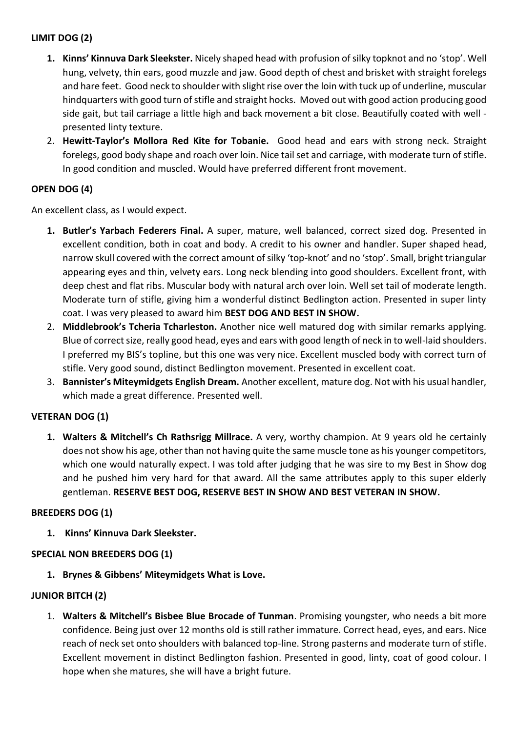### LIMIT DOG (2)

1. **Kinns' Kinnuva Dark Sleekster.** Nicely shaped head with profusion of silky topknot and no 'stop'. Well hung, velvety, thin ears, good muzzle and jaw. Good depth of chest and brisket with straight forelegs and hare feet. Good neck to shoulder with slight rise over the loin with tuck up of underline, muscular hindquarters with good turn of stifle and straight hocks. Moved out with good action producing good side gait, but tail carriage a little high and back movement a bit close. Beautifully coated with well - presented linty texture.
2. **Hewitt-Taylor's Mollora Red Kite for Tobanie.** Good head and ears with strong neck. Straight forelegs, good body shape and roach over loin. Nice tail set and carriage, with moderate turn of stifle. In good condition and muscled. Would have preferred different front movement.

### OPEN DOG (4)

An excellent class, as I would expect.

1. **Butler's Yarbach Federers Final.** A super, mature, well balanced, correct sized dog. Presented in excellent condition, both in coat and body. A credit to his owner and handler. Super shaped head, narrow skull covered with the correct amount of silky 'top-knot' and no 'stop'. Small, bright triangular appearing eyes and thin, velvety ears. Long neck blending into good shoulders. Excellent front, with deep chest and flat ribs. Muscular body with natural arch over loin. Well set tail of moderate length. Moderate turn of stifle, giving him a wonderful distinct Bedlington action. Presented in super linty coat. I was very pleased to award him **BEST DOG AND BEST IN SHOW.**
2. **Middlebrook's Tcheria Tcharleston.** Another nice well matured dog with similar remarks applying. Blue of correct size, really good head, eyes and ears with good length of neck in to well-laid shoulders. I preferred my BIS's topline, but this one was very nice. Excellent muscled body with correct turn of stifle. Very good sound, distinct Bedlington movement. Presented in excellent coat.
3. **Bannister's Miteymidgets English Dream.** Another excellent, mature dog. Not with his usual handler, which made a great difference. Presented well.

### VETERAN DOG (1)

1. **Walters & Mitchell's Ch Rathsrigg Millrace.** A very, worthy champion. At 9 years old he certainly does not show his age, other than not having quite the same muscle tone as his younger competitors, which one would naturally expect. I was told after judging that he was sire to my Best in Show dog and he pushed him very hard for that award. All the same attributes apply to this super elderly gentleman. **RESERVE BEST DOG, RESERVE BEST IN SHOW AND BEST VETERAN IN SHOW.**

### BREEDERS DOG (1)

1. **Kinns' Kinnuva Dark Sleekster.**

### SPECIAL NON BREEDERS DOG (1)

1. **Brynes & Gibbens' Miteymidgets What is Love.**

### JUNIOR BITCH (2)

1. **Walters & Mitchell's Bisbee Blue Brocade of Tunman**. Promising youngster, who needs a bit more confidence. Being just over 12 months old is still rather immature. Correct head, eyes, and ears. Nice reach of neck set onto shoulders with balanced top-line. Strong pasterns and moderate turn of stifle. Excellent movement in distinct Bedlington fashion. Presented in good, linty, coat of good colour. I hope when she matures, she will have a bright future.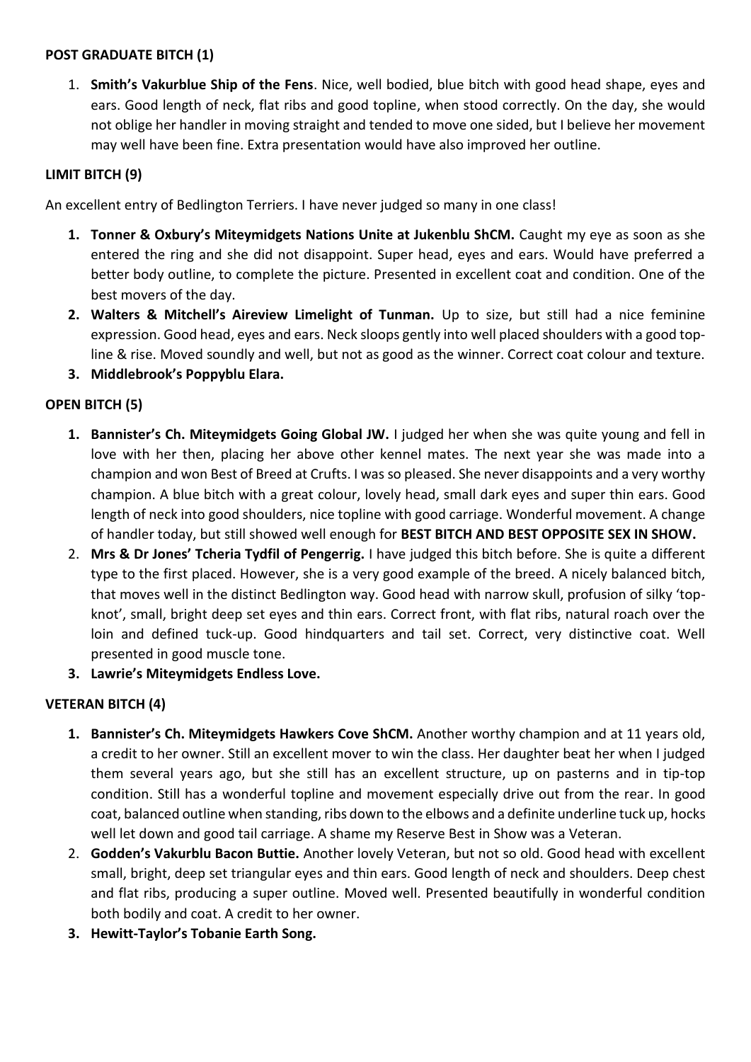**POST GRADUATE BITCH (1)**

1. **Smith's Vakurblue Ship of the Fens**. Nice, well bodied, blue bitch with good head shape, eyes and ears. Good length of neck, flat ribs and good topline, when stood correctly. On the day, she would not oblige her handler in moving straight and tended to move one sided, but I believe her movement may well have been fine. Extra presentation would have also improved her outline.

**LIMIT BITCH (9)**

An excellent entry of Bedlington Terriers. I have never judged so many in one class!

1. **Tonner & Oxbury's Miteymidgets Nations Unite at Jukenblu ShCM.** Caught my eye as soon as she entered the ring and she did not disappoint. Super head, eyes and ears. Would have preferred a better body outline, to complete the picture. Presented in excellent coat and condition. One of the best movers of the day.
2. **Walters & Mitchell's Aireview Limelight of Tunman.** Up to size, but still had a nice feminine expression. Good head, eyes and ears. Neck sloops gently into well placed shoulders with a good top-line & rise. Moved soundly and well, but not as good as the winner. Correct coat colour and texture.
3. **Middlebrook's Poppyblu Elara.**

**OPEN BITCH (5)**

1. **Bannister's Ch. Miteymidgets Going Global JW.** I judged her when she was quite young and fell in love with her then, placing her above other kennel mates. The next year she was made into a champion and won Best of Breed at Crufts. I was so pleased. She never disappoints and a very worthy champion. A blue bitch with a great colour, lovely head, small dark eyes and super thin ears. Good length of neck into good shoulders, nice topline with good carriage. Wonderful movement. A change of handler today, but still showed well enough for **BEST BITCH AND BEST OPPOSITE SEX IN SHOW.**
2. **Mrs & Dr Jones' Tcheria Tydfil of Pengerrig.** I have judged this bitch before. She is quite a different type to the first placed. However, she is a very good example of the breed. A nicely balanced bitch, that moves well in the distinct Bedlington way. Good head with narrow skull, profusion of silky 'top-knot', small, bright deep set eyes and thin ears. Correct front, with flat ribs, natural roach over the loin and defined tuck-up. Good hindquarters and tail set. Correct, very distinctive coat. Well presented in good muscle tone.
3. **Lawrie's Miteymidgets Endless Love.**

**VETERAN BITCH (4)**

1. **Bannister's Ch. Miteymidgets Hawkers Cove ShCM.** Another worthy champion and at 11 years old, a credit to her owner. Still an excellent mover to win the class. Her daughter beat her when I judged them several years ago, but she still has an excellent structure, up on pasterns and in tip-top condition. Still has a wonderful topline and movement especially drive out from the rear. In good coat, balanced outline when standing, ribs down to the elbows and a definite underline tuck up, hocks well let down and good tail carriage. A shame my Reserve Best in Show was a Veteran.
2. **Godden's Vakurblu Bacon Buttie.** Another lovely Veteran, but not so old. Good head with excellent small, bright, deep set triangular eyes and thin ears. Good length of neck and shoulders. Deep chest and flat ribs, producing a super outline. Moved well. Presented beautifully in wonderful condition both bodily and coat. A credit to her owner.
3. **Hewitt-Taylor's Tobanie Earth Song.**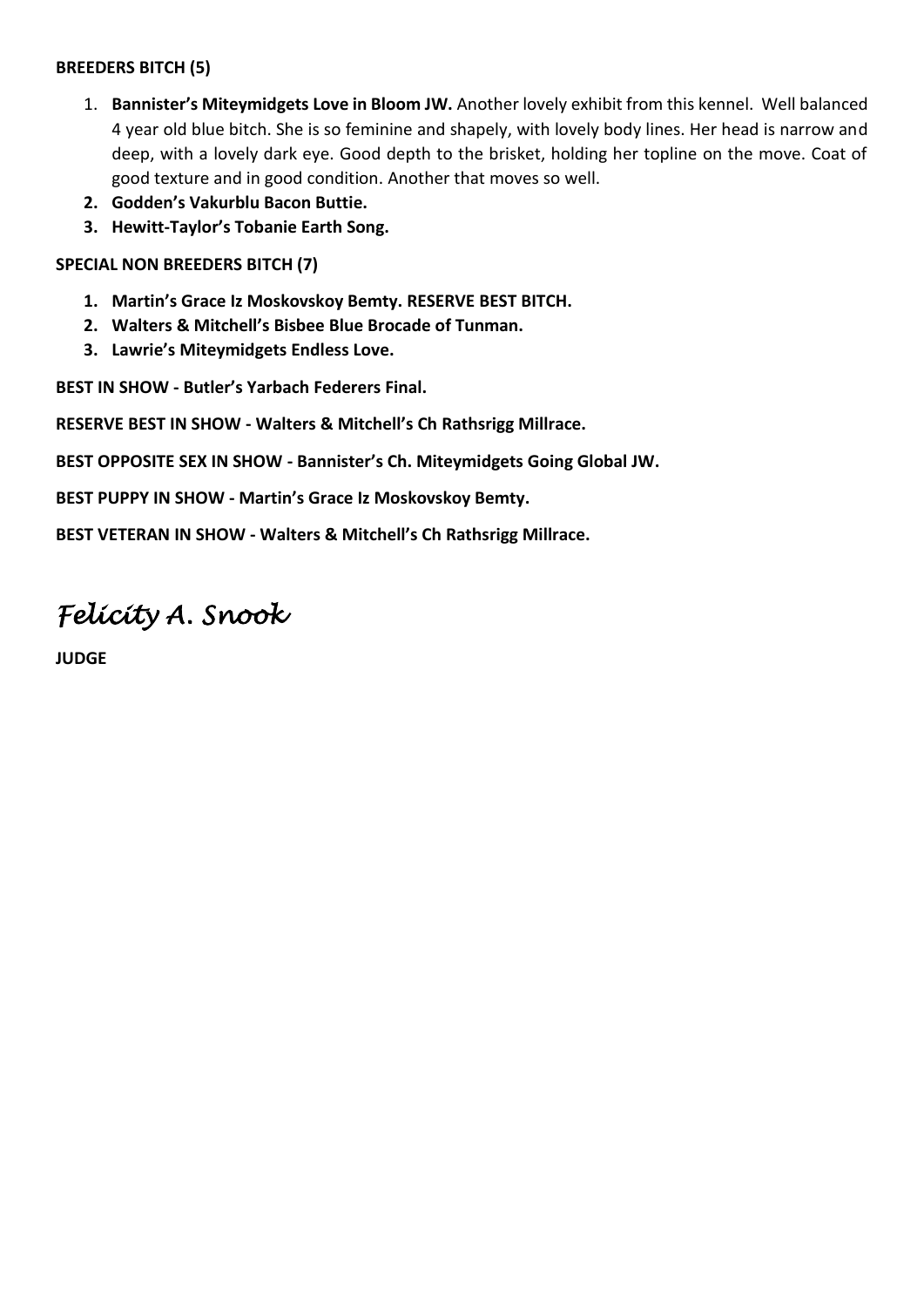**BREEDERS BITCH (5)**

1. **Bannister's Miteymidgets Love in Bloom JW.** Another lovely exhibit from this kennel. Well balanced 4 year old blue bitch. She is so feminine and shapely, with lovely body lines. Her head is narrow and deep, with a lovely dark eye. Good depth to the brisket, holding her topline on the move. Coat of good texture and in good condition. Another that moves so well.
2. **Godden's Vakurblu Bacon Buttie.**
3. **Hewitt-Taylor's Tobanie Earth Song.**

**SPECIAL NON BREEDERS BITCH (7)**

1. **Martin's Grace Iz Moskovskoy Bemty. RESERVE BEST BITCH.**
2. **Walters & Mitchell's Bisbee Blue Brocade of Tunman.**
3. **Lawrie's Miteymidgets Endless Love.**

**BEST IN SHOW - Butler's Yarbach Federers Final.**

**RESERVE BEST IN SHOW - Walters & Mitchell's Ch Rathsrigg Millrace.**

**BEST OPPOSITE SEX IN SHOW - Bannister's Ch. Miteymidgets Going Global JW.**

**BEST PUPPY IN SHOW - Martin's Grace Iz Moskovskoy Bemty.**

**BEST VETERAN IN SHOW - Walters & Mitchell's Ch Rathsrigg Millrace.**

*Felicity A. Snook*

**JUDGE**